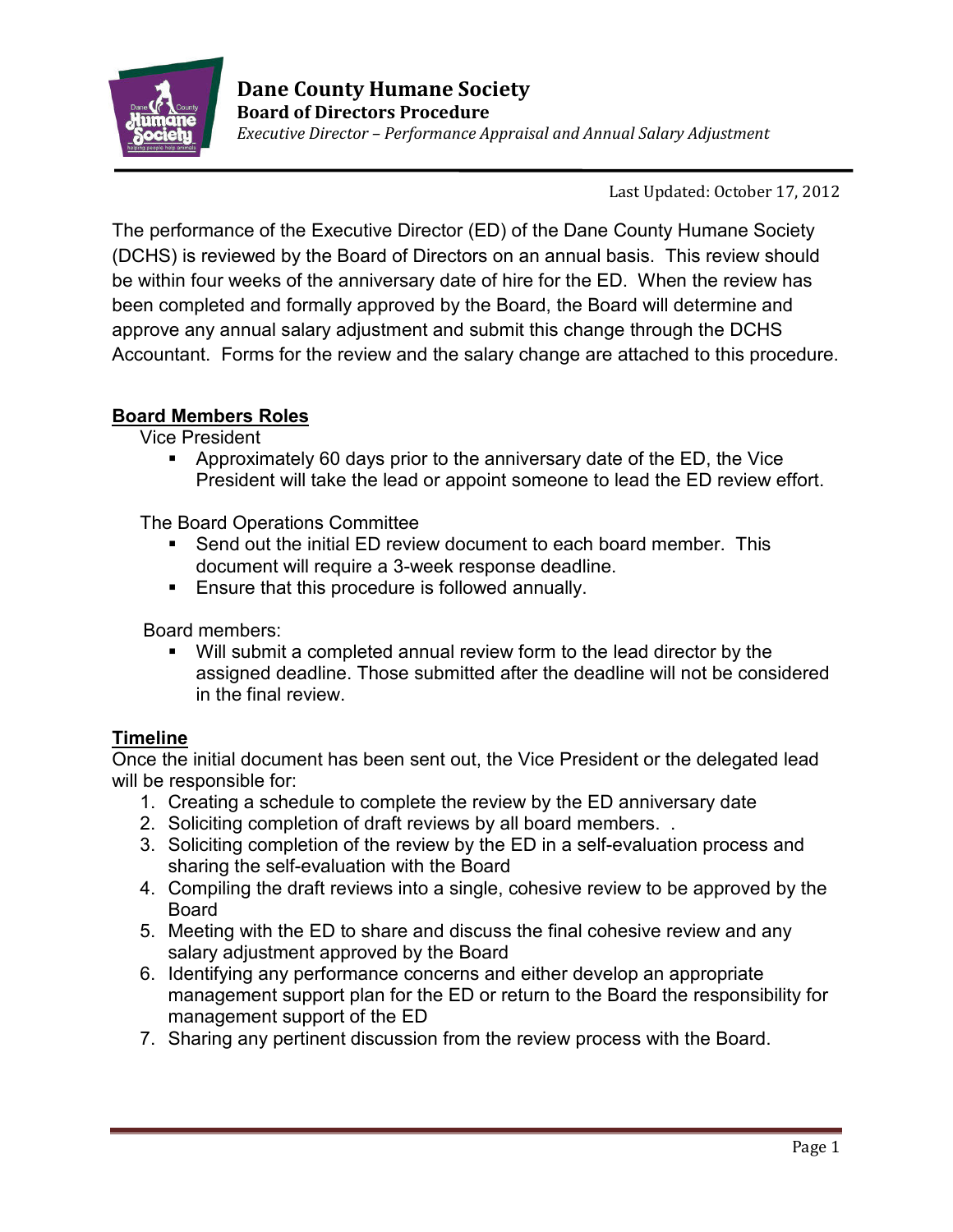# Dane County Humane Society

## Board of Directors Procedure

*Executive Director – Performance Appraisal and Annual Salary Adjustment*

Last Updated: October 17, 2012

The performance of the Executive Director (ED) of the Dane County Humane Society (DCHS) is reviewed by the Board of Directors on an annual basis. This review should be within four weeks of the anniversary date of hire for the ED. When the review has been completed and formally approved by the Board, the Board will determine and approve any annual salary adjustment and submit this change through the DCHS Accountant. Forms for the review and the salary change are attached to this procedure.

**Board Members Roles**

Vice President

- Approximately 60 days prior to the anniversary date of the ED, the Vice President will take the lead or appoint someone to lead the ED review effort.

The Board Operations Committee

- Send out the initial ED review document to each board member. This document will require a 3-week response deadline.
- Ensure that this procedure is followed annually.

Board members:

- Will submit a completed annual review form to the lead director by the assigned deadline. Those submitted after the deadline will not be considered in the final review.

**Timeline**

Once the initial document has been sent out, the Vice President or the delegated lead will be responsible for:

1. Creating a schedule to complete the review by the ED anniversary date
2. Soliciting completion of draft reviews by all board members. .
3. Soliciting completion of the review by the ED in a self-evaluation process and sharing the self-evaluation with the Board
4. Compiling the draft reviews into a single, cohesive review to be approved by the Board
5. Meeting with the ED to share and discuss the final cohesive review and any salary adjustment approved by the Board
6. Identifying any performance concerns and either develop an appropriate management support plan for the ED or return to the Board the responsibility for management support of the ED
7. Sharing any pertinent discussion from the review process with the Board.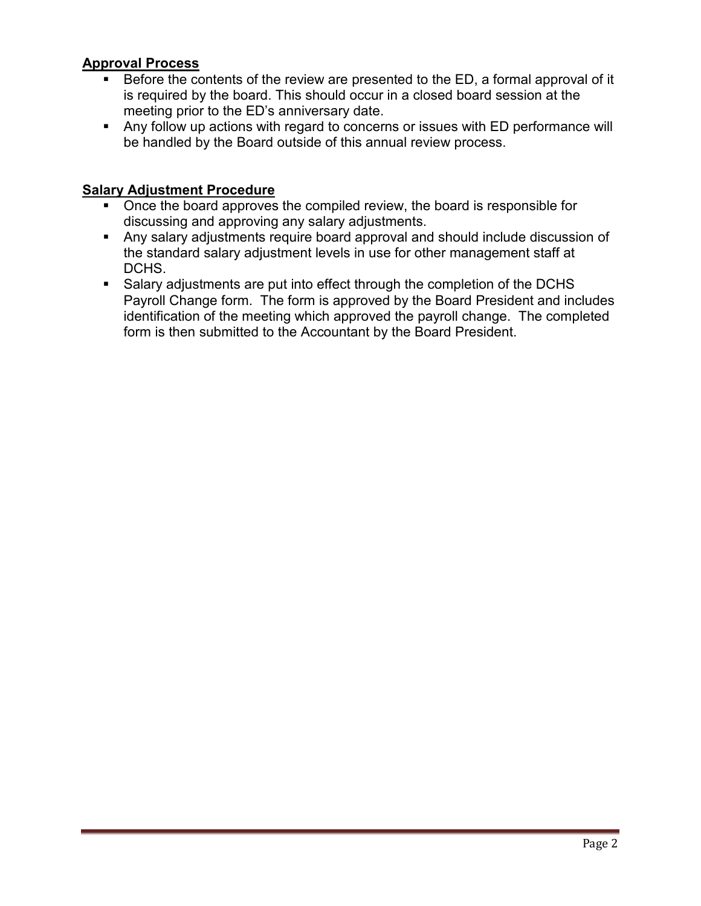**Approval Process**

- Before the contents of the review are presented to the ED, a formal approval of it is required by the board. This should occur in a closed board session at the meeting prior to the ED's anniversary date.
- Any follow up actions with regard to concerns or issues with ED performance will be handled by the Board outside of this annual review process.

**Salary Adjustment Procedure**

- Once the board approves the compiled review, the board is responsible for discussing and approving any salary adjustments.
- Any salary adjustments require board approval and should include discussion of the standard salary adjustment levels in use for other management staff at DCHS.
- Salary adjustments are put into effect through the completion of the DCHS Payroll Change form. The form is approved by the Board President and includes identification of the meeting which approved the payroll change. The completed form is then submitted to the Accountant by the Board President.